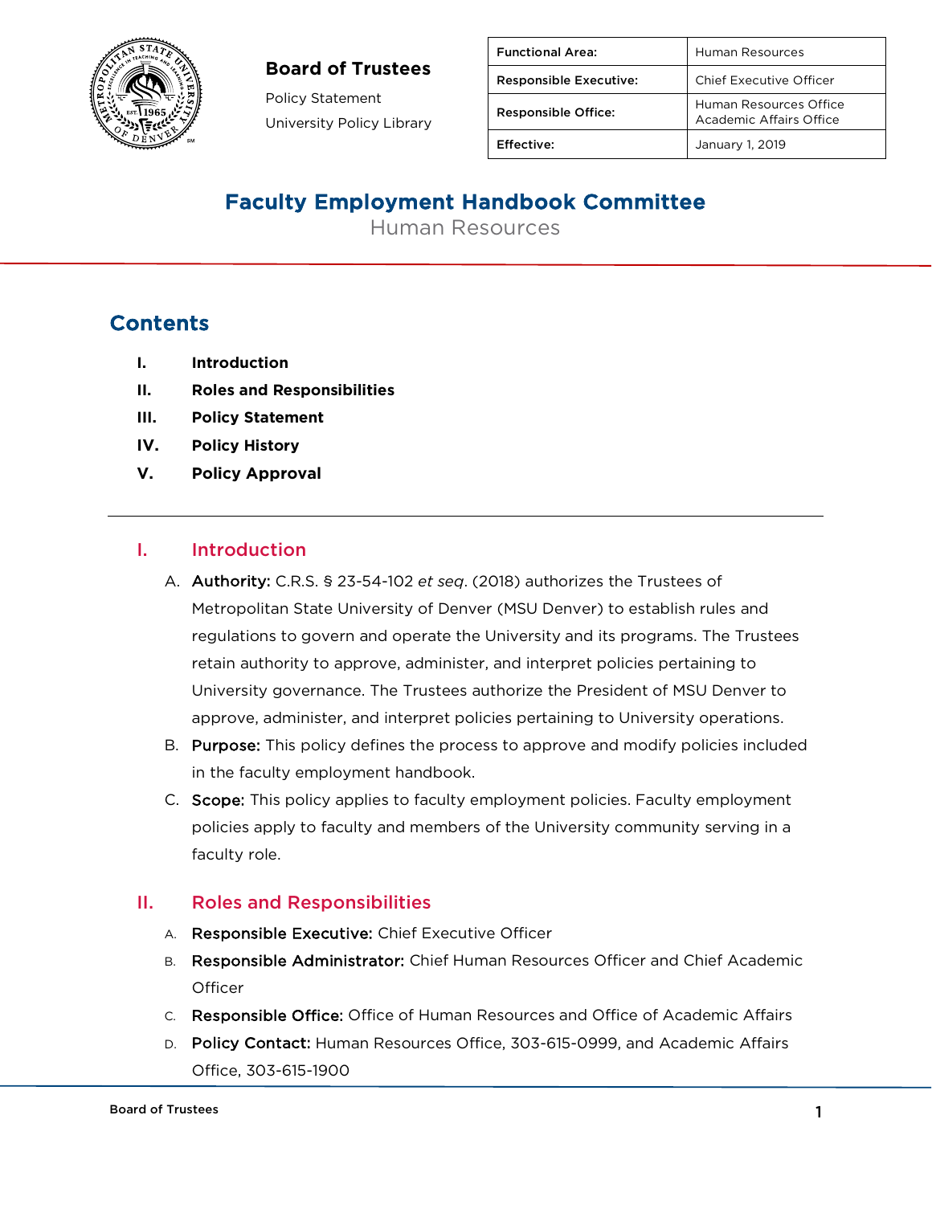**Board of Trustees**

Policy Statement

University Policy Library

| Functional Area: | Human Resources |
| --- | --- |
| Responsible Executive: | Chief Executive Officer |
| Responsible Office: | Human Resources Office<br>Academic Affairs Office |
| Effective: | January 1, 2019 |

# Faculty Employment Handbook Committee

Human Resources

## Contents

- I. Introduction
- II. Roles and Responsibilities
- III. Policy Statement
- IV. Policy History
- V. Policy Approval

---

## I. Introduction

A. **Authority:** C.R.S. § 23-54-102 *et seq*. (2018) authorizes the Trustees of Metropolitan State University of Denver (MSU Denver) to establish rules and regulations to govern and operate the University and its programs. The Trustees retain authority to approve, administer, and interpret policies pertaining to University governance. The Trustees authorize the President of MSU Denver to approve, administer, and interpret policies pertaining to University operations.

B. **Purpose:** This policy defines the process to approve and modify policies included in the faculty employment handbook.

C. **Scope:** This policy applies to faculty employment policies. Faculty employment policies apply to faculty and members of the University community serving in a faculty role.

## II. Roles and Responsibilities

A. **Responsible Executive:** Chief Executive Officer

B. **Responsible Administrator:** Chief Human Resources Officer and Chief Academic Officer

C. **Responsible Office:** Office of Human Resources and Office of Academic Affairs

D. **Policy Contact:** Human Resources Office, 303-615-0999, and Academic Affairs Office, 303-615-1900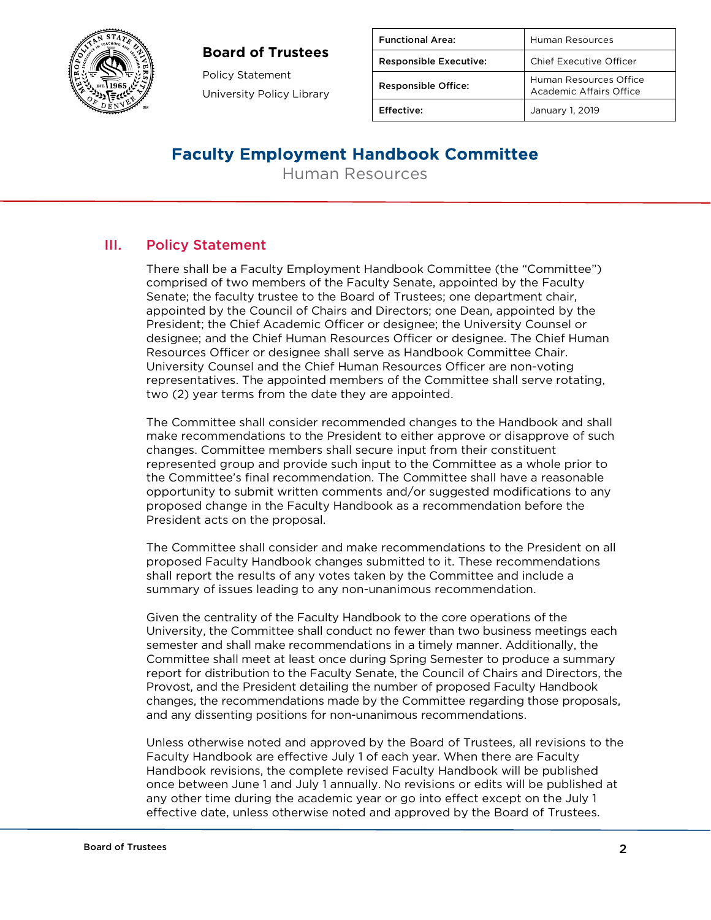**Board of Trustees**

Policy Statement

University Policy Library

| Functional Area: | Human Resources |
|---|---|
| Responsible Executive: | Chief Executive Officer |
| Responsible Office: | Human Resources Office Academic Affairs Office |
| Effective: | January 1, 2019 |

# Faculty Employment Handbook Committee

Human Resources

## III. Policy Statement

There shall be a Faculty Employment Handbook Committee (the "Committee") comprised of two members of the Faculty Senate, appointed by the Faculty Senate; the faculty trustee to the Board of Trustees; one department chair, appointed by the Council of Chairs and Directors; one Dean, appointed by the President; the Chief Academic Officer or designee; the University Counsel or designee; and the Chief Human Resources Officer or designee. The Chief Human Resources Officer or designee shall serve as Handbook Committee Chair. University Counsel and the Chief Human Resources Officer are non-voting representatives. The appointed members of the Committee shall serve rotating, two (2) year terms from the date they are appointed.

The Committee shall consider recommended changes to the Handbook and shall make recommendations to the President to either approve or disapprove of such changes. Committee members shall secure input from their constituent represented group and provide such input to the Committee as a whole prior to the Committee's final recommendation. The Committee shall have a reasonable opportunity to submit written comments and/or suggested modifications to any proposed change in the Faculty Handbook as a recommendation before the President acts on the proposal.

The Committee shall consider and make recommendations to the President on all proposed Faculty Handbook changes submitted to it. These recommendations shall report the results of any votes taken by the Committee and include a summary of issues leading to any non-unanimous recommendation.

Given the centrality of the Faculty Handbook to the core operations of the University, the Committee shall conduct no fewer than two business meetings each semester and shall make recommendations in a timely manner. Additionally, the Committee shall meet at least once during Spring Semester to produce a summary report for distribution to the Faculty Senate, the Council of Chairs and Directors, the Provost, and the President detailing the number of proposed Faculty Handbook changes, the recommendations made by the Committee regarding those proposals, and any dissenting positions for non-unanimous recommendations.

Unless otherwise noted and approved by the Board of Trustees, all revisions to the Faculty Handbook are effective July 1 of each year. When there are Faculty Handbook revisions, the complete revised Faculty Handbook will be published once between June 1 and July 1 annually. No revisions or edits will be published at any other time during the academic year or go into effect except on the July 1 effective date, unless otherwise noted and approved by the Board of Trustees.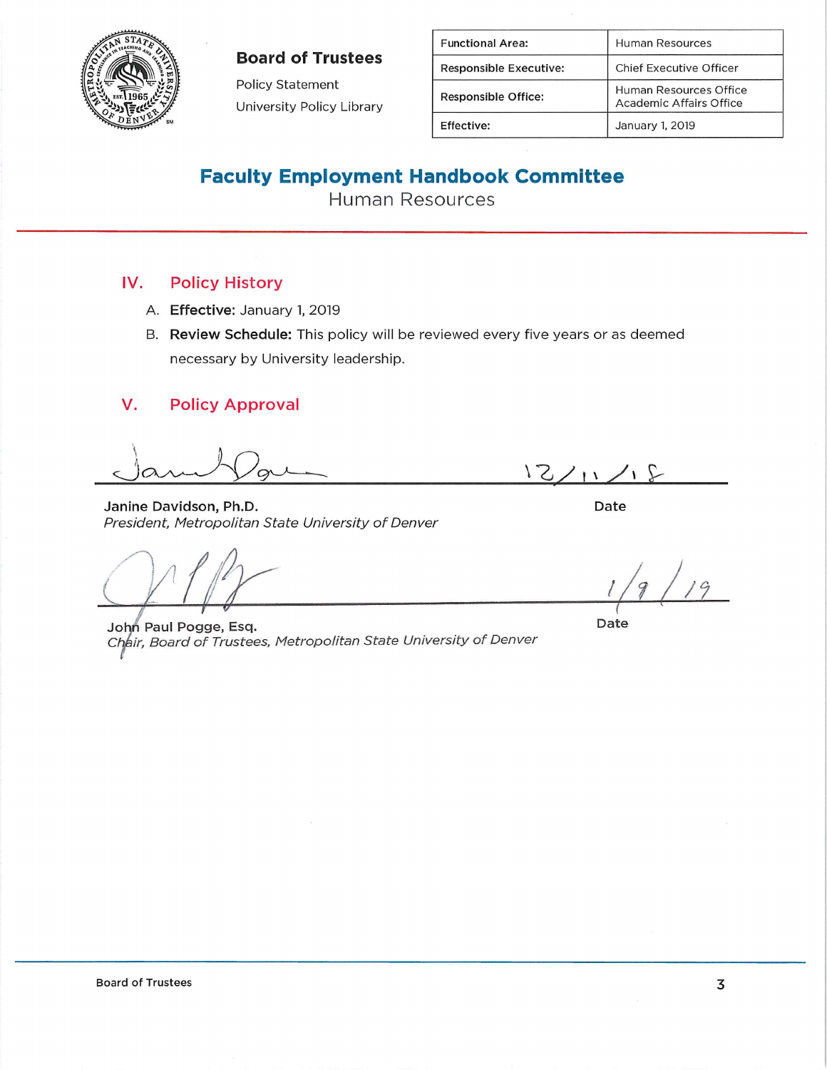**Board of Trustees**

Policy Statement

University Policy Library

| | |
|---|---|
| Functional Area: | Human Resources |
| Responsible Executive: | Chief Executive Officer |
| Responsible Office: | Human Resources Office<br>Academic Affairs Office |
| Effective: | January 1, 2019 |

# Faculty Employment Handbook Committee

Human Resources

## IV. Policy History

A. **Effective:** January 1, 2019

B. **Review Schedule:** This policy will be reviewed every five years or as deemed necessary by University leadership.

## V. Policy Approval

12/11/18

**Janine Davidson, Ph.D.** — **Date**

*President, Metropolitan State University of Denver*

1/9/19

**John Paul Pogge, Esq.** — **Date**

*Chair, Board of Trustees, Metropolitan State University of Denver*